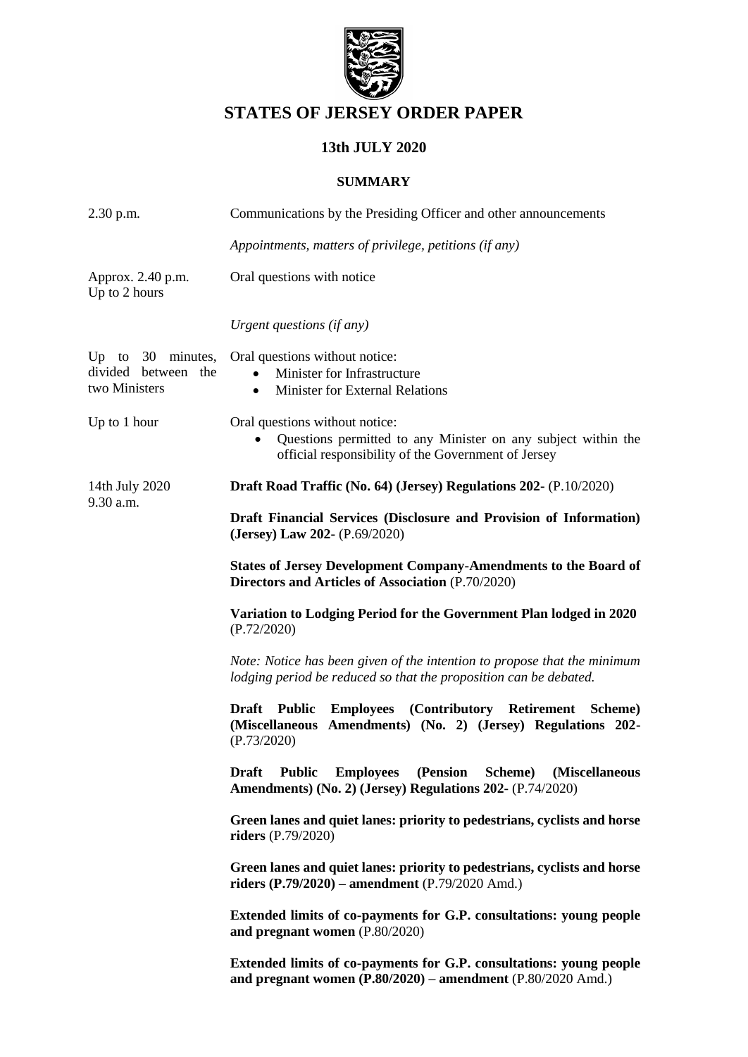# STATES OF JERSEY ORDER PAPER

## 13th JULY 2020

### SUMMARY

| | |
|---|---|
| 2.30 p.m. | Communications by the Presiding Officer and other announcements<br><br>*Appointments, matters of privilege, petitions (if any)* |
| Approx. 2.40 p.m.<br>Up to 2 hours | Oral questions with notice<br><br>*Urgent questions (if any)* |
| Up to 30 minutes, divided between the two Ministers | Oral questions without notice:<br>• Minister for Infrastructure<br>• Minister for External Relations |
| Up to 1 hour | Oral questions without notice:<br>• Questions permitted to any Minister on any subject within the official responsibility of the Government of Jersey |
| 14th July 2020<br>9.30 a.m. | **Draft Road Traffic (No. 64) (Jersey) Regulations 202-** (P.10/2020)<br><br>**Draft Financial Services (Disclosure and Provision of Information) (Jersey) Law 202-** (P.69/2020)<br><br>**States of Jersey Development Company-Amendments to the Board of Directors and Articles of Association** (P.70/2020)<br><br>**Variation to Lodging Period for the Government Plan lodged in 2020** (P.72/2020)<br><br>*Note: Notice has been given of the intention to propose that the minimum lodging period be reduced so that the proposition can be debated.*<br><br>**Draft Public Employees (Contributory Retirement Scheme) (Miscellaneous Amendments) (No. 2) (Jersey) Regulations 202-** (P.73/2020)<br><br>**Draft Public Employees (Pension Scheme) (Miscellaneous Amendments) (No. 2) (Jersey) Regulations 202-** (P.74/2020)<br><br>**Green lanes and quiet lanes: priority to pedestrians, cyclists and horse riders** (P.79/2020)<br><br>**Green lanes and quiet lanes: priority to pedestrians, cyclists and horse riders (P.79/2020) – amendment** (P.79/2020 Amd.)<br><br>**Extended limits of co-payments for G.P. consultations: young people and pregnant women** (P.80/2020)<br><br>**Extended limits of co-payments for G.P. consultations: young people and pregnant women (P.80/2020) – amendment** (P.80/2020 Amd.) |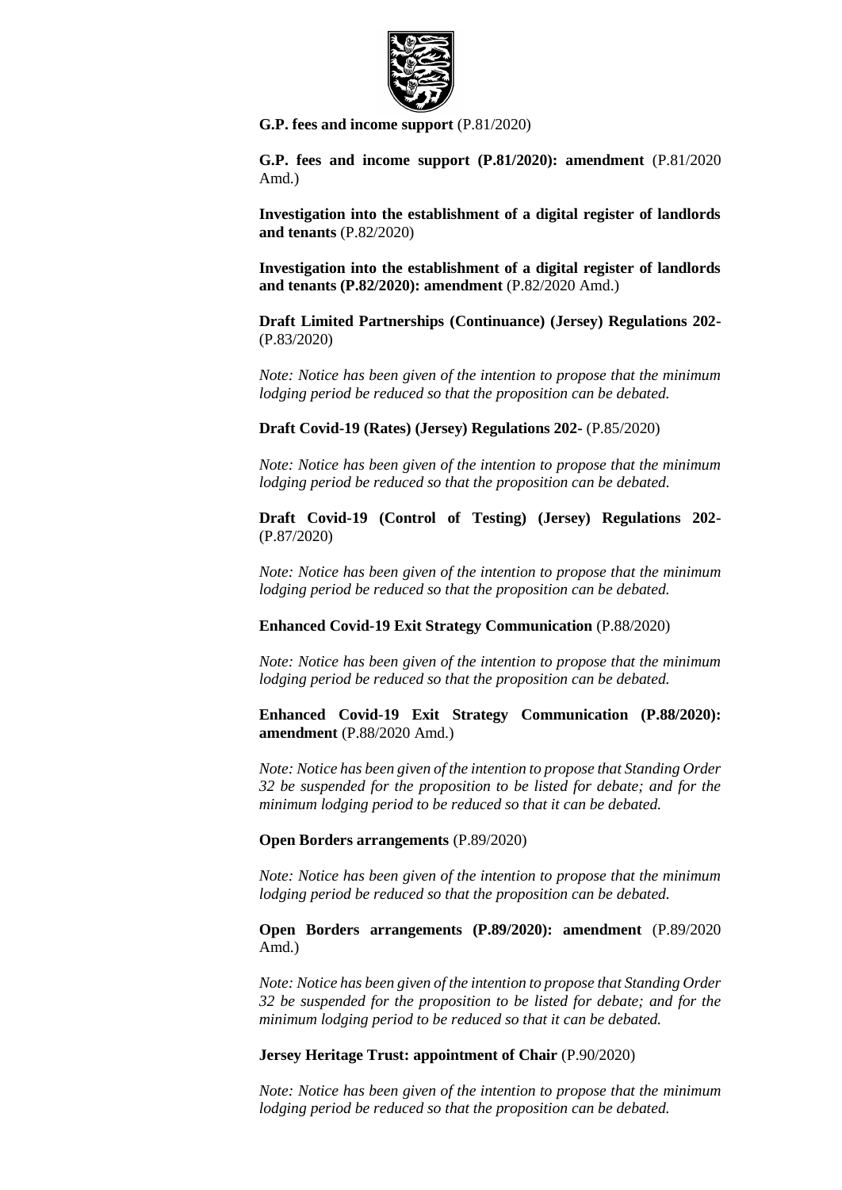**G.P. fees and income support** (P.81/2020)

**G.P. fees and income support (P.81/2020): amendment** (P.81/2020 Amd.)

**Investigation into the establishment of a digital register of landlords and tenants** (P.82/2020)

**Investigation into the establishment of a digital register of landlords and tenants (P.82/2020): amendment** (P.82/2020 Amd.)

**Draft Limited Partnerships (Continuance) (Jersey) Regulations 202-** (P.83/2020)

*Note: Notice has been given of the intention to propose that the minimum lodging period be reduced so that the proposition can be debated.*

**Draft Covid-19 (Rates) (Jersey) Regulations 202-** (P.85/2020)

*Note: Notice has been given of the intention to propose that the minimum lodging period be reduced so that the proposition can be debated.*

**Draft Covid-19 (Control of Testing) (Jersey) Regulations 202-** (P.87/2020)

*Note: Notice has been given of the intention to propose that the minimum lodging period be reduced so that the proposition can be debated.*

**Enhanced Covid-19 Exit Strategy Communication** (P.88/2020)

*Note: Notice has been given of the intention to propose that the minimum lodging period be reduced so that the proposition can be debated.*

**Enhanced Covid-19 Exit Strategy Communication (P.88/2020): amendment** (P.88/2020 Amd.)

*Note: Notice has been given of the intention to propose that Standing Order 32 be suspended for the proposition to be listed for debate; and for the minimum lodging period to be reduced so that it can be debated.*

**Open Borders arrangements** (P.89/2020)

*Note: Notice has been given of the intention to propose that the minimum lodging period be reduced so that the proposition can be debated.*

**Open Borders arrangements (P.89/2020): amendment** (P.89/2020 Amd.)

*Note: Notice has been given of the intention to propose that Standing Order 32 be suspended for the proposition to be listed for debate; and for the minimum lodging period to be reduced so that it can be debated.*

**Jersey Heritage Trust: appointment of Chair** (P.90/2020)

*Note: Notice has been given of the intention to propose that the minimum lodging period be reduced so that the proposition can be debated.*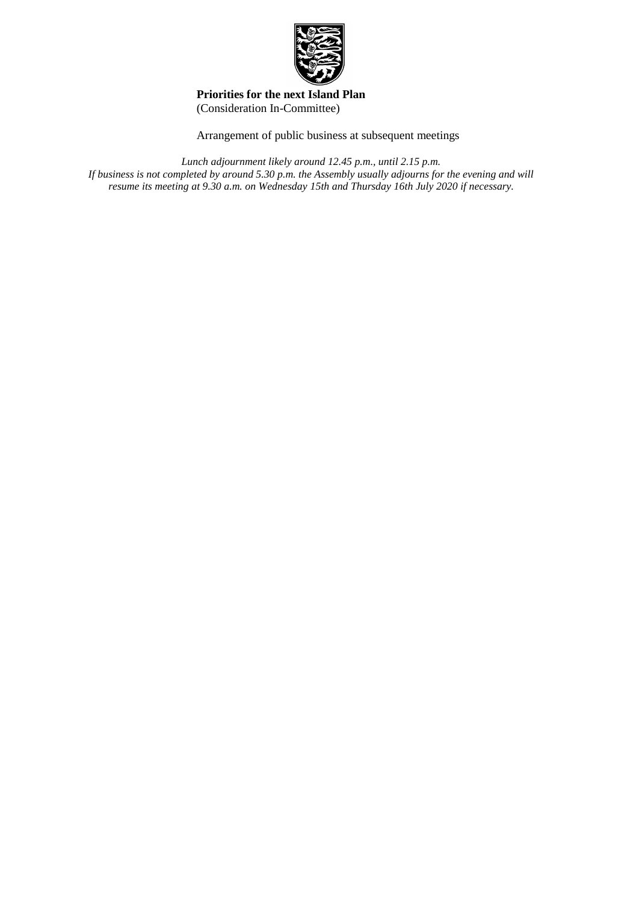**Priorities for the next Island Plan**
(Consideration In-Committee)

Arrangement of public business at subsequent meetings

*Lunch adjournment likely around 12.45 p.m., until 2.15 p.m.*
*If business is not completed by around 5.30 p.m. the Assembly usually adjourns for the evening and will resume its meeting at 9.30 a.m. on Wednesday 15th and Thursday 16th July 2020 if necessary.*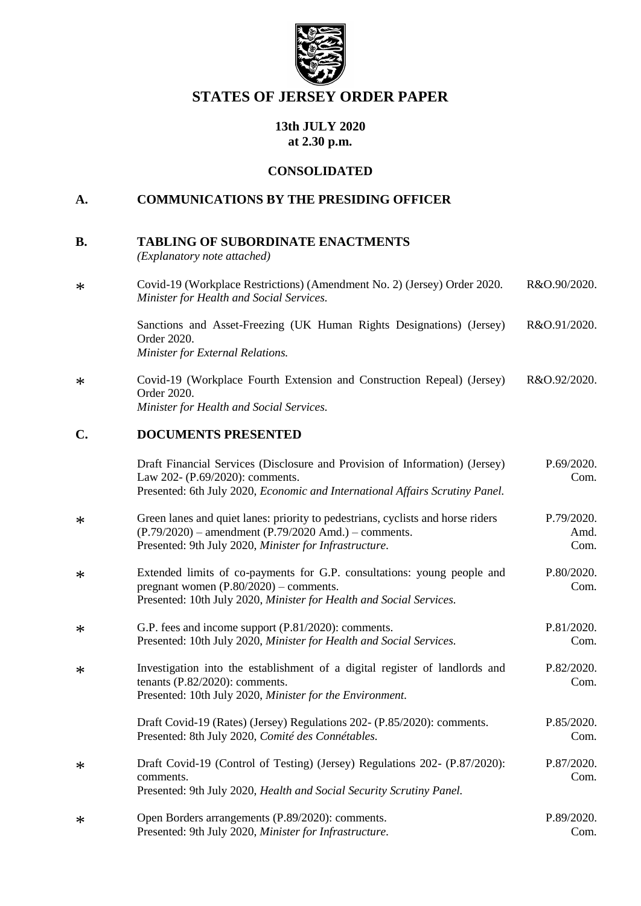# STATES OF JERSEY ORDER PAPER

**13th JULY 2020**
**at 2.30 p.m.**

**CONSOLIDATED**

## A. COMMUNICATIONS BY THE PRESIDING OFFICER

## B. TABLING OF SUBORDINATE ENACTMENTS

*(Explanatory note attached)*

| | | |
|---|---|---|
| * | Covid-19 (Workplace Restrictions) (Amendment No. 2) (Jersey) Order 2020. *Minister for Health and Social Services.* | R&O.90/2020. |
| | Sanctions and Asset-Freezing (UK Human Rights Designations) (Jersey) Order 2020. *Minister for External Relations.* | R&O.91/2020. |
| * | Covid-19 (Workplace Fourth Extension and Construction Repeal) (Jersey) Order 2020. *Minister for Health and Social Services.* | R&O.92/2020. |

## C. DOCUMENTS PRESENTED

| | | |
|---|---|---|
| | Draft Financial Services (Disclosure and Provision of Information) (Jersey) Law 202- (P.69/2020): comments. Presented: 6th July 2020, *Economic and International Affairs Scrutiny Panel.* | P.69/2020. Com. |
| * | Green lanes and quiet lanes: priority to pedestrians, cyclists and horse riders (P.79/2020) – amendment (P.79/2020 Amd.) – comments. Presented: 9th July 2020, *Minister for Infrastructure.* | P.79/2020. Amd. Com. |
| * | Extended limits of co-payments for G.P. consultations: young people and pregnant women (P.80/2020) – comments. Presented: 10th July 2020, *Minister for Health and Social Services.* | P.80/2020. Com. |
| * | G.P. fees and income support (P.81/2020): comments. Presented: 10th July 2020, *Minister for Health and Social Services.* | P.81/2020. Com. |
| * | Investigation into the establishment of a digital register of landlords and tenants (P.82/2020): comments. Presented: 10th July 2020, *Minister for the Environment.* | P.82/2020. Com. |
| | Draft Covid-19 (Rates) (Jersey) Regulations 202- (P.85/2020): comments. Presented: 8th July 2020, *Comité des Connétables.* | P.85/2020. Com. |
| * | Draft Covid-19 (Control of Testing) (Jersey) Regulations 202- (P.87/2020): comments. Presented: 9th July 2020, *Health and Social Security Scrutiny Panel.* | P.87/2020. Com. |
| * | Open Borders arrangements (P.89/2020): comments. Presented: 9th July 2020, *Minister for Infrastructure.* | P.89/2020. Com. |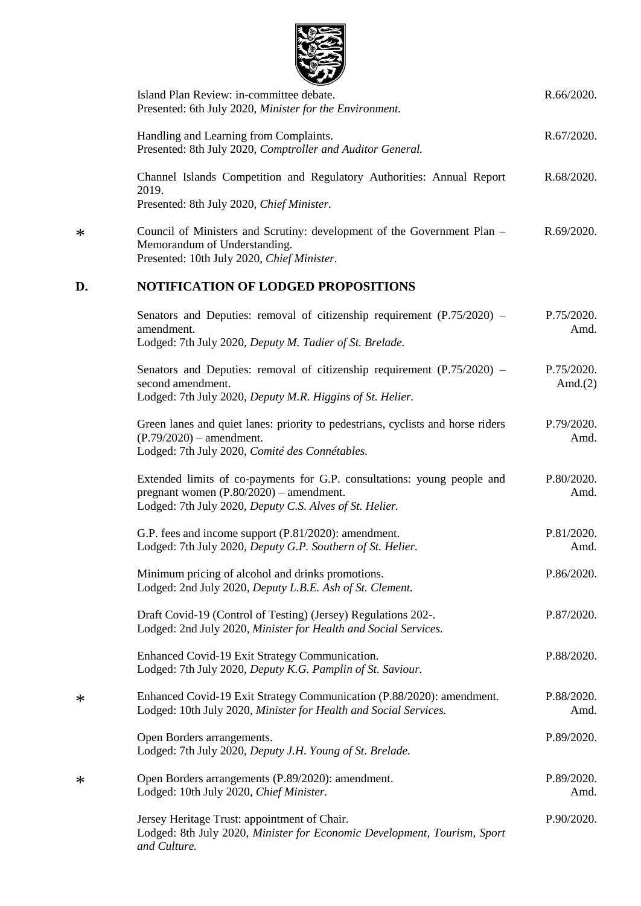| | | |
|---|---|---|
| | Island Plan Review: in-committee debate.<br>Presented: 6th July 2020, *Minister for the Environment.* | R.66/2020. |
| | Handling and Learning from Complaints.<br>Presented: 8th July 2020, *Comptroller and Auditor General.* | R.67/2020. |
| | Channel Islands Competition and Regulatory Authorities: Annual Report 2019.<br>Presented: 8th July 2020, *Chief Minister.* | R.68/2020. |
| * | Council of Ministers and Scrutiny: development of the Government Plan – Memorandum of Understanding.<br>Presented: 10th July 2020, *Chief Minister.* | R.69/2020. |

## D. NOTIFICATION OF LODGED PROPOSITIONS

| | | |
|---|---|---|
| | Senators and Deputies: removal of citizenship requirement (P.75/2020) – amendment.<br>Lodged: 7th July 2020, *Deputy M. Tadier of St. Brelade.* | P.75/2020. Amd. |
| | Senators and Deputies: removal of citizenship requirement (P.75/2020) – second amendment.<br>Lodged: 7th July 2020, *Deputy M.R. Higgins of St. Helier.* | P.75/2020. Amd.(2) |
| | Green lanes and quiet lanes: priority to pedestrians, cyclists and horse riders (P.79/2020) – amendment.<br>Lodged: 7th July 2020, *Comité des Connétables.* | P.79/2020. Amd. |
| | Extended limits of co-payments for G.P. consultations: young people and pregnant women (P.80/2020) – amendment.<br>Lodged: 7th July 2020, *Deputy C.S. Alves of St. Helier.* | P.80/2020. Amd. |
| | G.P. fees and income support (P.81/2020): amendment.<br>Lodged: 7th July 2020, *Deputy G.P. Southern of St. Helier.* | P.81/2020. Amd. |
| | Minimum pricing of alcohol and drinks promotions.<br>Lodged: 2nd July 2020, *Deputy L.B.E. Ash of St. Clement.* | P.86/2020. |
| | Draft Covid-19 (Control of Testing) (Jersey) Regulations 202-.<br>Lodged: 2nd July 2020, *Minister for Health and Social Services.* | P.87/2020. |
| | Enhanced Covid-19 Exit Strategy Communication.<br>Lodged: 7th July 2020, *Deputy K.G. Pamplin of St. Saviour.* | P.88/2020. |
| * | Enhanced Covid-19 Exit Strategy Communication (P.88/2020): amendment.<br>Lodged: 10th July 2020, *Minister for Health and Social Services.* | P.88/2020. Amd. |
| | Open Borders arrangements.<br>Lodged: 7th July 2020, *Deputy J.H. Young of St. Brelade.* | P.89/2020. |
| * | Open Borders arrangements (P.89/2020): amendment.<br>Lodged: 10th July 2020, *Chief Minister.* | P.89/2020. Amd. |
| | Jersey Heritage Trust: appointment of Chair.<br>Lodged: 8th July 2020, *Minister for Economic Development, Tourism, Sport and Culture.* | P.90/2020. |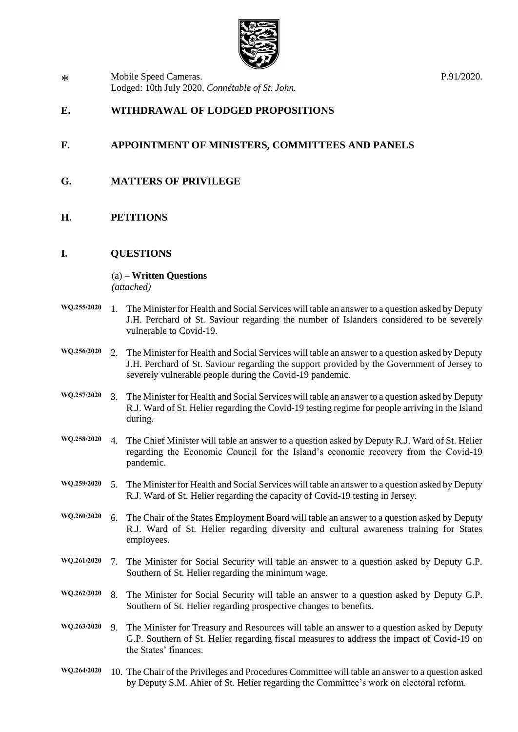\* Mobile Speed Cameras. P.91/2020.
Lodged: 10th July 2020, *Connétable of St. John.*

## E. WITHDRAWAL OF LODGED PROPOSITIONS

## F. APPOINTMENT OF MINISTERS, COMMITTEES AND PANELS

## G. MATTERS OF PRIVILEGE

## H. PETITIONS

## I. QUESTIONS

(a) – **Written Questions**
*(attached)*

**WQ.255/2020** 1. The Minister for Health and Social Services will table an answer to a question asked by Deputy J.H. Perchard of St. Saviour regarding the number of Islanders considered to be severely vulnerable to Covid-19.

**WQ.256/2020** 2. The Minister for Health and Social Services will table an answer to a question asked by Deputy J.H. Perchard of St. Saviour regarding the support provided by the Government of Jersey to severely vulnerable people during the Covid-19 pandemic.

**WQ.257/2020** 3. The Minister for Health and Social Services will table an answer to a question asked by Deputy R.J. Ward of St. Helier regarding the Covid-19 testing regime for people arriving in the Island during.

**WQ.258/2020** 4. The Chief Minister will table an answer to a question asked by Deputy R.J. Ward of St. Helier regarding the Economic Council for the Island's economic recovery from the Covid-19 pandemic.

**WQ.259/2020** 5. The Minister for Health and Social Services will table an answer to a question asked by Deputy R.J. Ward of St. Helier regarding the capacity of Covid-19 testing in Jersey.

**WQ.260/2020** 6. The Chair of the States Employment Board will table an answer to a question asked by Deputy R.J. Ward of St. Helier regarding diversity and cultural awareness training for States employees.

**WQ.261/2020** 7. The Minister for Social Security will table an answer to a question asked by Deputy G.P. Southern of St. Helier regarding the minimum wage.

**WQ.262/2020** 8. The Minister for Social Security will table an answer to a question asked by Deputy G.P. Southern of St. Helier regarding prospective changes to benefits.

**WQ.263/2020** 9. The Minister for Treasury and Resources will table an answer to a question asked by Deputy G.P. Southern of St. Helier regarding fiscal measures to address the impact of Covid-19 on the States' finances.

**WQ.264/2020** 10. The Chair of the Privileges and Procedures Committee will table an answer to a question asked by Deputy S.M. Ahier of St. Helier regarding the Committee's work on electoral reform.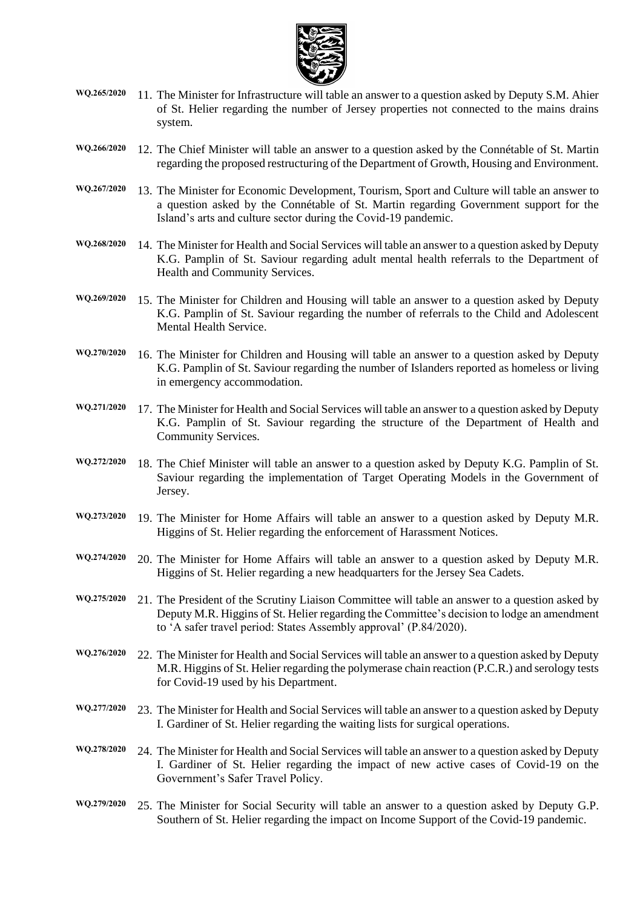**WQ.265/2020** 11. The Minister for Infrastructure will table an answer to a question asked by Deputy S.M. Ahier of St. Helier regarding the number of Jersey properties not connected to the mains drains system.

**WQ.266/2020** 12. The Chief Minister will table an answer to a question asked by the Connétable of St. Martin regarding the proposed restructuring of the Department of Growth, Housing and Environment.

**WQ.267/2020** 13. The Minister for Economic Development, Tourism, Sport and Culture will table an answer to a question asked by the Connétable of St. Martin regarding Government support for the Island's arts and culture sector during the Covid-19 pandemic.

**WQ.268/2020** 14. The Minister for Health and Social Services will table an answer to a question asked by Deputy K.G. Pamplin of St. Saviour regarding adult mental health referrals to the Department of Health and Community Services.

**WQ.269/2020** 15. The Minister for Children and Housing will table an answer to a question asked by Deputy K.G. Pamplin of St. Saviour regarding the number of referrals to the Child and Adolescent Mental Health Service.

**WQ.270/2020** 16. The Minister for Children and Housing will table an answer to a question asked by Deputy K.G. Pamplin of St. Saviour regarding the number of Islanders reported as homeless or living in emergency accommodation.

**WQ.271/2020** 17. The Minister for Health and Social Services will table an answer to a question asked by Deputy K.G. Pamplin of St. Saviour regarding the structure of the Department of Health and Community Services.

**WQ.272/2020** 18. The Chief Minister will table an answer to a question asked by Deputy K.G. Pamplin of St. Saviour regarding the implementation of Target Operating Models in the Government of Jersey.

**WQ.273/2020** 19. The Minister for Home Affairs will table an answer to a question asked by Deputy M.R. Higgins of St. Helier regarding the enforcement of Harassment Notices.

**WQ.274/2020** 20. The Minister for Home Affairs will table an answer to a question asked by Deputy M.R. Higgins of St. Helier regarding a new headquarters for the Jersey Sea Cadets.

**WQ.275/2020** 21. The President of the Scrutiny Liaison Committee will table an answer to a question asked by Deputy M.R. Higgins of St. Helier regarding the Committee's decision to lodge an amendment to 'A safer travel period: States Assembly approval' (P.84/2020).

**WQ.276/2020** 22. The Minister for Health and Social Services will table an answer to a question asked by Deputy M.R. Higgins of St. Helier regarding the polymerase chain reaction (P.C.R.) and serology tests for Covid-19 used by his Department.

**WQ.277/2020** 23. The Minister for Health and Social Services will table an answer to a question asked by Deputy I. Gardiner of St. Helier regarding the waiting lists for surgical operations.

**WQ.278/2020** 24. The Minister for Health and Social Services will table an answer to a question asked by Deputy I. Gardiner of St. Helier regarding the impact of new active cases of Covid-19 on the Government's Safer Travel Policy.

**WQ.279/2020** 25. The Minister for Social Security will table an answer to a question asked by Deputy G.P. Southern of St. Helier regarding the impact on Income Support of the Covid-19 pandemic.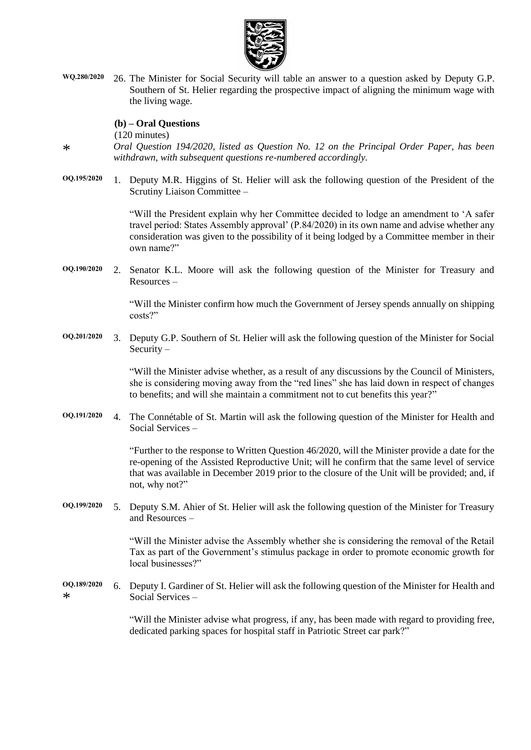WQ.280/2020 26. The Minister for Social Security will table an answer to a question asked by Deputy G.P. Southern of St. Helier regarding the prospective impact of aligning the minimum wage with the living wage.

**(b) – Oral Questions**

(120 minutes)

\* *Oral Question 194/2020, listed as Question No. 12 on the Principal Order Paper, has been withdrawn, with subsequent questions re-numbered accordingly.*

OQ.195/2020 1. Deputy M.R. Higgins of St. Helier will ask the following question of the President of the Scrutiny Liaison Committee –

"Will the President explain why her Committee decided to lodge an amendment to 'A safer travel period: States Assembly approval' (P.84/2020) in its own name and advise whether any consideration was given to the possibility of it being lodged by a Committee member in their own name?"

OQ.190/2020 2. Senator K.L. Moore will ask the following question of the Minister for Treasury and Resources –

"Will the Minister confirm how much the Government of Jersey spends annually on shipping costs?"

OQ.201/2020 3. Deputy G.P. Southern of St. Helier will ask the following question of the Minister for Social Security –

"Will the Minister advise whether, as a result of any discussions by the Council of Ministers, she is considering moving away from the "red lines" she has laid down in respect of changes to benefits; and will she maintain a commitment not to cut benefits this year?"

OQ.191/2020 4. The Connétable of St. Martin will ask the following question of the Minister for Health and Social Services –

"Further to the response to Written Question 46/2020, will the Minister provide a date for the re-opening of the Assisted Reproductive Unit; will he confirm that the same level of service that was available in December 2019 prior to the closure of the Unit will be provided; and, if not, why not?"

OQ.199/2020 5. Deputy S.M. Ahier of St. Helier will ask the following question of the Minister for Treasury and Resources –

"Will the Minister advise the Assembly whether she is considering the removal of the Retail Tax as part of the Government's stimulus package in order to promote economic growth for local businesses?"

OQ.189/2020 \* 6. Deputy I. Gardiner of St. Helier will ask the following question of the Minister for Health and Social Services –

"Will the Minister advise what progress, if any, has been made with regard to providing free, dedicated parking spaces for hospital staff in Patriotic Street car park?"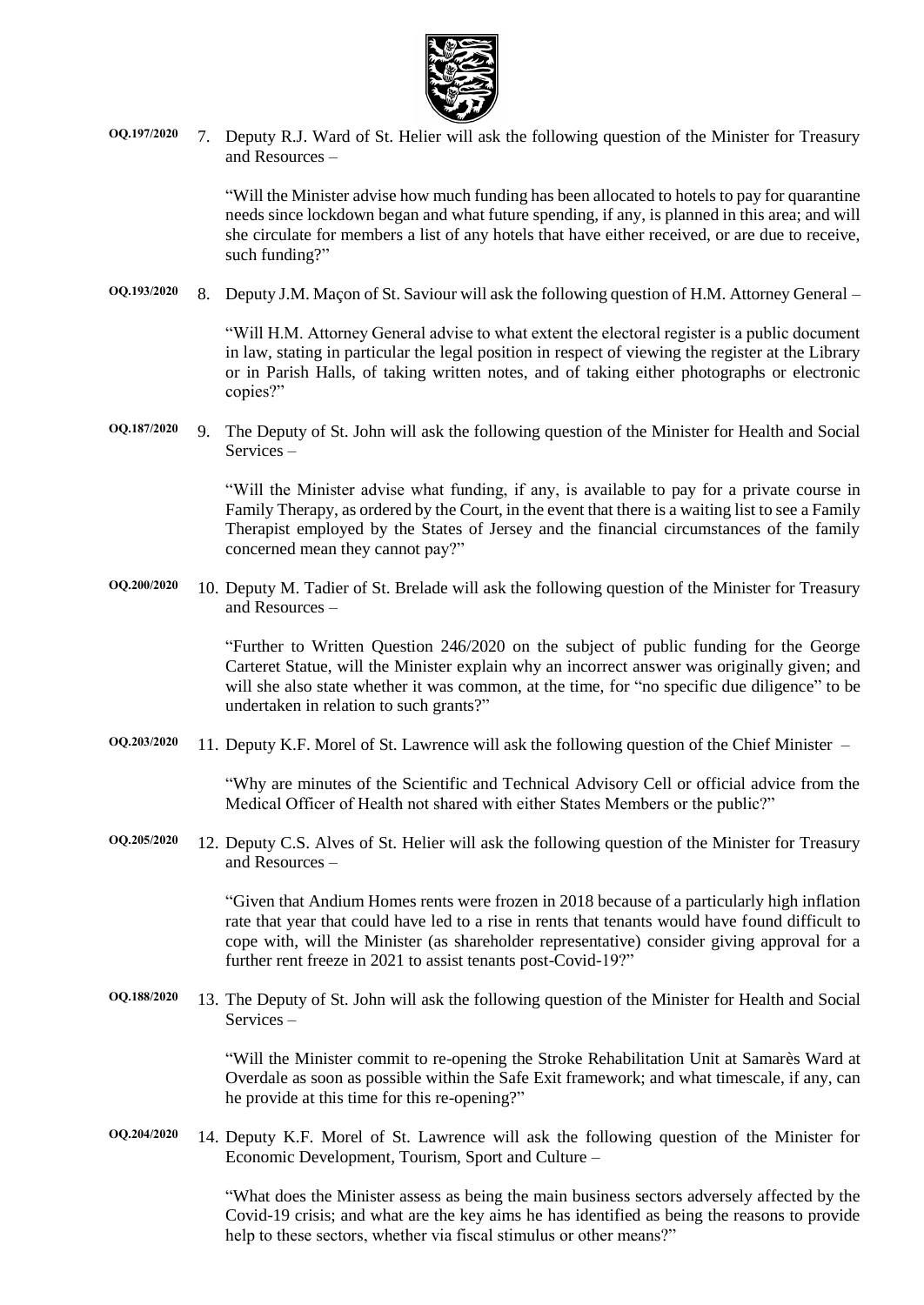**OQ.197/2020** 7. Deputy R.J. Ward of St. Helier will ask the following question of the Minister for Treasury and Resources –

"Will the Minister advise how much funding has been allocated to hotels to pay for quarantine needs since lockdown began and what future spending, if any, is planned in this area; and will she circulate for members a list of any hotels that have either received, or are due to receive, such funding?"

**OQ.193/2020** 8. Deputy J.M. Maçon of St. Saviour will ask the following question of H.M. Attorney General –

"Will H.M. Attorney General advise to what extent the electoral register is a public document in law, stating in particular the legal position in respect of viewing the register at the Library or in Parish Halls, of taking written notes, and of taking either photographs or electronic copies?"

**OQ.187/2020** 9. The Deputy of St. John will ask the following question of the Minister for Health and Social Services –

"Will the Minister advise what funding, if any, is available to pay for a private course in Family Therapy, as ordered by the Court, in the event that there is a waiting list to see a Family Therapist employed by the States of Jersey and the financial circumstances of the family concerned mean they cannot pay?"

**OQ.200/2020** 10. Deputy M. Tadier of St. Brelade will ask the following question of the Minister for Treasury and Resources –

"Further to Written Question 246/2020 on the subject of public funding for the George Carteret Statue, will the Minister explain why an incorrect answer was originally given; and will she also state whether it was common, at the time, for "no specific due diligence" to be undertaken in relation to such grants?"

**OQ.203/2020** 11. Deputy K.F. Morel of St. Lawrence will ask the following question of the Chief Minister –

"Why are minutes of the Scientific and Technical Advisory Cell or official advice from the Medical Officer of Health not shared with either States Members or the public?"

**OQ.205/2020** 12. Deputy C.S. Alves of St. Helier will ask the following question of the Minister for Treasury and Resources –

"Given that Andium Homes rents were frozen in 2018 because of a particularly high inflation rate that year that could have led to a rise in rents that tenants would have found difficult to cope with, will the Minister (as shareholder representative) consider giving approval for a further rent freeze in 2021 to assist tenants post-Covid-19?"

**OQ.188/2020** 13. The Deputy of St. John will ask the following question of the Minister for Health and Social Services –

"Will the Minister commit to re-opening the Stroke Rehabilitation Unit at Samarès Ward at Overdale as soon as possible within the Safe Exit framework; and what timescale, if any, can he provide at this time for this re-opening?"

**OQ.204/2020** 14. Deputy K.F. Morel of St. Lawrence will ask the following question of the Minister for Economic Development, Tourism, Sport and Culture –

"What does the Minister assess as being the main business sectors adversely affected by the Covid-19 crisis; and what are the key aims he has identified as being the reasons to provide help to these sectors, whether via fiscal stimulus or other means?"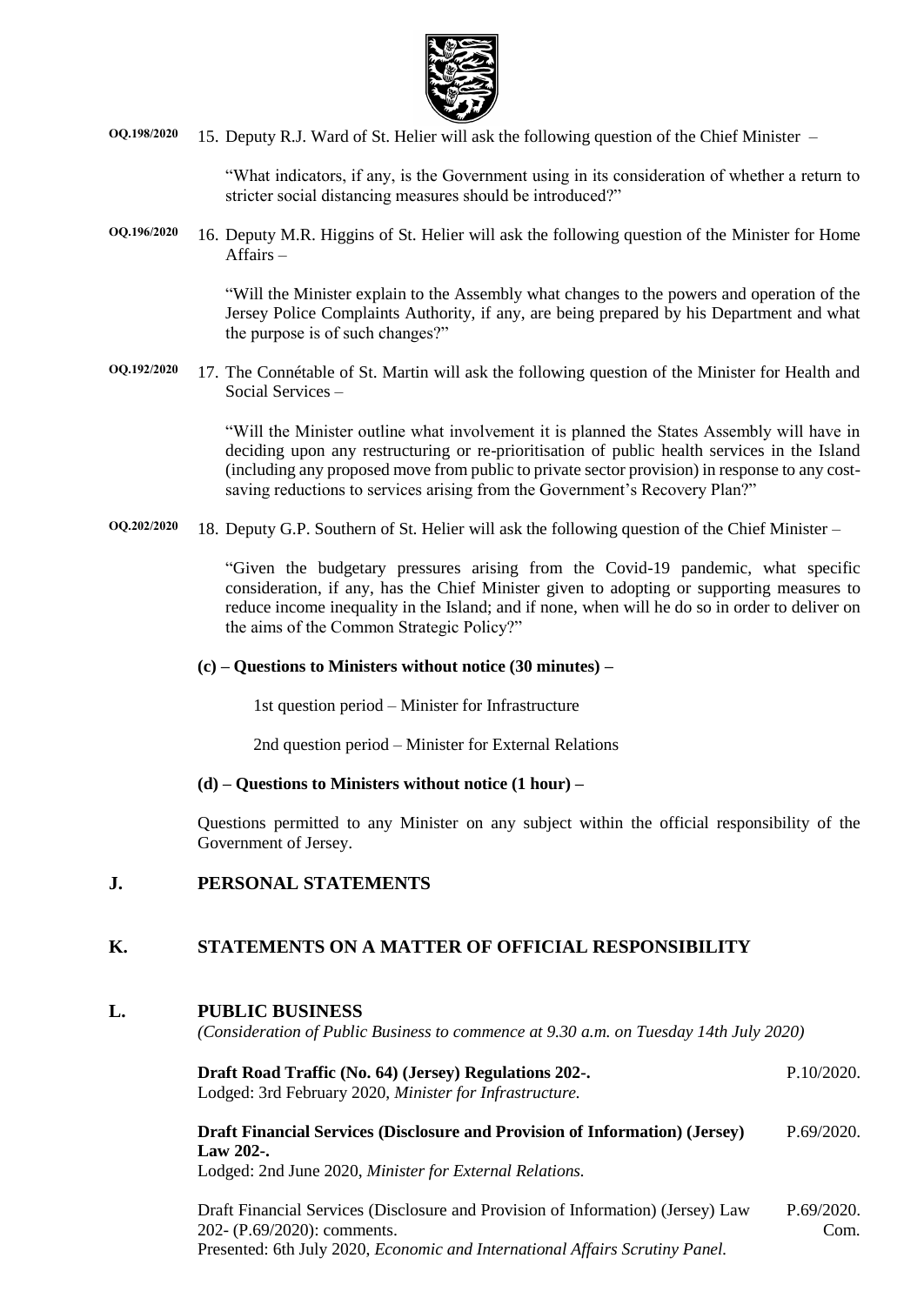OQ.198/2020 15. Deputy R.J. Ward of St. Helier will ask the following question of the Chief Minister –

"What indicators, if any, is the Government using in its consideration of whether a return to stricter social distancing measures should be introduced?"

OQ.196/2020 16. Deputy M.R. Higgins of St. Helier will ask the following question of the Minister for Home Affairs –

"Will the Minister explain to the Assembly what changes to the powers and operation of the Jersey Police Complaints Authority, if any, are being prepared by his Department and what the purpose is of such changes?"

OQ.192/2020 17. The Connétable of St. Martin will ask the following question of the Minister for Health and Social Services –

"Will the Minister outline what involvement it is planned the States Assembly will have in deciding upon any restructuring or re-prioritisation of public health services in the Island (including any proposed move from public to private sector provision) in response to any cost-saving reductions to services arising from the Government's Recovery Plan?"

OQ.202/2020 18. Deputy G.P. Southern of St. Helier will ask the following question of the Chief Minister –

"Given the budgetary pressures arising from the Covid-19 pandemic, what specific consideration, if any, has the Chief Minister given to adopting or supporting measures to reduce income inequality in the Island; and if none, when will he do so in order to deliver on the aims of the Common Strategic Policy?"

**(c) – Questions to Ministers without notice (30 minutes) –**

1st question period – Minister for Infrastructure

2nd question period – Minister for External Relations

**(d) – Questions to Ministers without notice (1 hour) –**

Questions permitted to any Minister on any subject within the official responsibility of the Government of Jersey.

## J. PERSONAL STATEMENTS

## K. STATEMENTS ON A MATTER OF OFFICIAL RESPONSIBILITY

## L. PUBLIC BUSINESS

*(Consideration of Public Business to commence at 9.30 a.m. on Tuesday 14th July 2020)*

**Draft Road Traffic (No. 64) (Jersey) Regulations 202-.** P.10/2020.
Lodged: 3rd February 2020, *Minister for Infrastructure.*

**Draft Financial Services (Disclosure and Provision of Information) (Jersey) Law 202-.** P.69/2020.
Lodged: 2nd June 2020, *Minister for External Relations.*

Draft Financial Services (Disclosure and Provision of Information) (Jersey) Law 202- (P.69/2020): comments. P.69/2020. Com.
Presented: 6th July 2020, *Economic and International Affairs Scrutiny Panel.*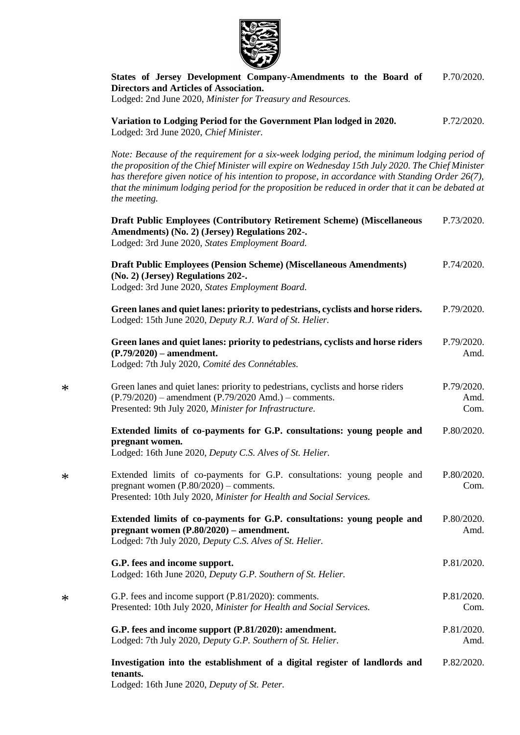**States of Jersey Development Company-Amendments to the Board of Directors and Articles of Association.** P.70/2020.
Lodged: 2nd June 2020, *Minister for Treasury and Resources.*

**Variation to Lodging Period for the Government Plan lodged in 2020.** P.72/2020.
Lodged: 3rd June 2020, *Chief Minister.*

*Note: Because of the requirement for a six-week lodging period, the minimum lodging period of the proposition of the Chief Minister will expire on Wednesday 15th July 2020. The Chief Minister has therefore given notice of his intention to propose, in accordance with Standing Order 26(7), that the minimum lodging period for the proposition be reduced in order that it can be debated at the meeting.*

**Draft Public Employees (Contributory Retirement Scheme) (Miscellaneous Amendments) (No. 2) (Jersey) Regulations 202-.** P.73/2020.
Lodged: 3rd June 2020, *States Employment Board.*

**Draft Public Employees (Pension Scheme) (Miscellaneous Amendments) (No. 2) (Jersey) Regulations 202-.** P.74/2020.
Lodged: 3rd June 2020, *States Employment Board.*

**Green lanes and quiet lanes: priority to pedestrians, cyclists and horse riders.** P.79/2020.
Lodged: 15th June 2020, *Deputy R.J. Ward of St. Helier.*

**Green lanes and quiet lanes: priority to pedestrians, cyclists and horse riders (P.79/2020) – amendment.** P.79/2020. Amd.
Lodged: 7th July 2020, *Comité des Connétables.*

\* Green lanes and quiet lanes: priority to pedestrians, cyclists and horse riders (P.79/2020) – amendment (P.79/2020 Amd.) – comments. P.79/2020. Amd. Com.
Presented: 9th July 2020, *Minister for Infrastructure.*

**Extended limits of co-payments for G.P. consultations: young people and pregnant women.** P.80/2020.
Lodged: 16th June 2020, *Deputy C.S. Alves of St. Helier.*

\* Extended limits of co-payments for G.P. consultations: young people and pregnant women (P.80/2020) – comments. P.80/2020. Com.
Presented: 10th July 2020, *Minister for Health and Social Services.*

**Extended limits of co-payments for G.P. consultations: young people and pregnant women (P.80/2020) – amendment.** P.80/2020. Amd.
Lodged: 7th July 2020, *Deputy C.S. Alves of St. Helier.*

**G.P. fees and income support.** P.81/2020.
Lodged: 16th June 2020, *Deputy G.P. Southern of St. Helier.*

\* G.P. fees and income support (P.81/2020): comments. P.81/2020. Com.
Presented: 10th July 2020, *Minister for Health and Social Services.*

**G.P. fees and income support (P.81/2020): amendment.** P.81/2020. Amd.
Lodged: 7th July 2020, *Deputy G.P. Southern of St. Helier.*

**Investigation into the establishment of a digital register of landlords and tenants.** P.82/2020.
Lodged: 16th June 2020, *Deputy of St. Peter.*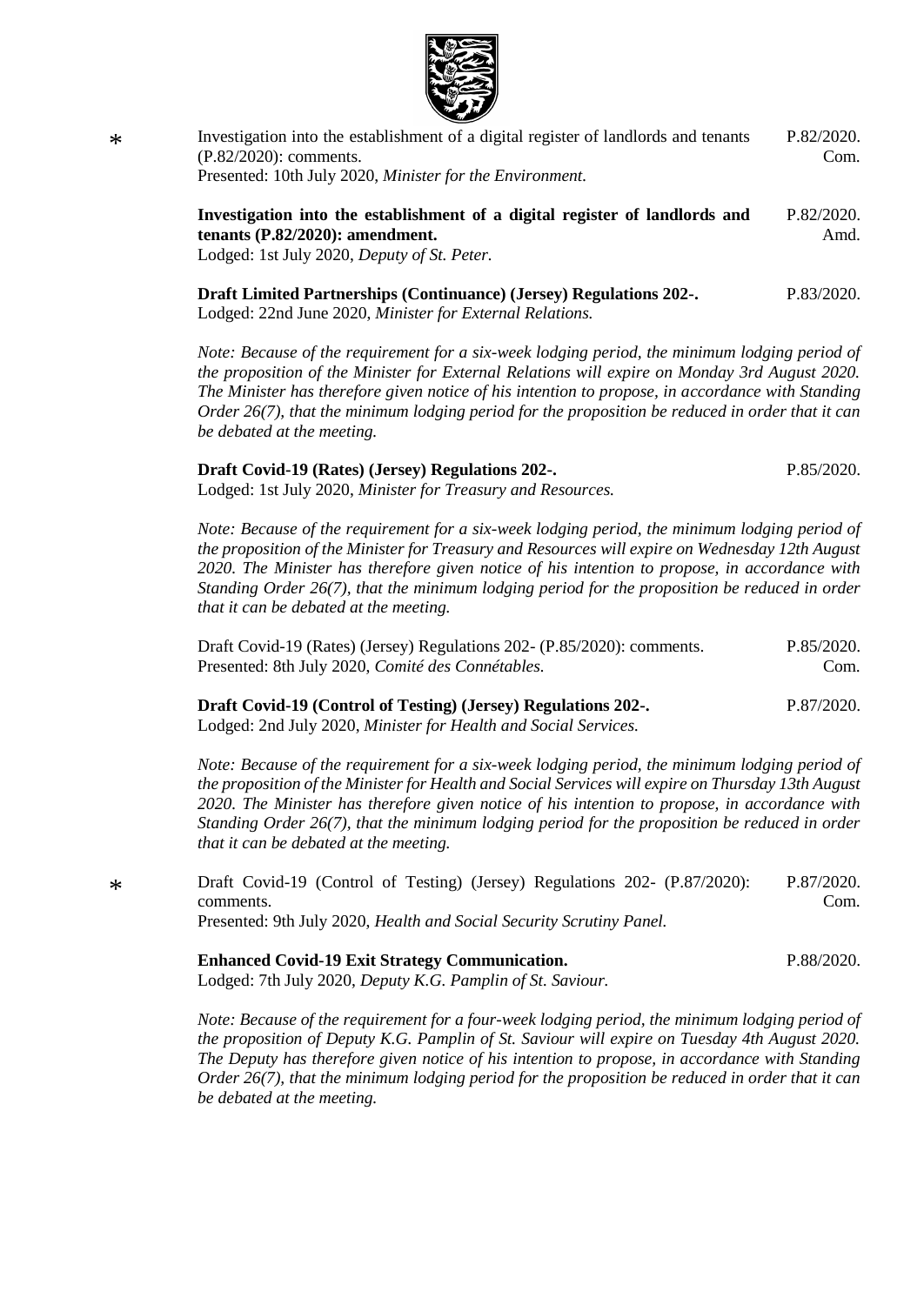\* Investigation into the establishment of a digital register of landlords and tenants (P.82/2020): comments. P.82/2020. Com.
Presented: 10th July 2020, *Minister for the Environment.*

**Investigation into the establishment of a digital register of landlords and tenants (P.82/2020): amendment.** P.82/2020. Amd.
Lodged: 1st July 2020, *Deputy of St. Peter.*

**Draft Limited Partnerships (Continuance) (Jersey) Regulations 202-.** P.83/2020.
Lodged: 22nd June 2020, *Minister for External Relations.*

*Note: Because of the requirement for a six-week lodging period, the minimum lodging period of the proposition of the Minister for External Relations will expire on Monday 3rd August 2020. The Minister has therefore given notice of his intention to propose, in accordance with Standing Order 26(7), that the minimum lodging period for the proposition be reduced in order that it can be debated at the meeting.*

**Draft Covid-19 (Rates) (Jersey) Regulations 202-.** P.85/2020.
Lodged: 1st July 2020, *Minister for Treasury and Resources.*

*Note: Because of the requirement for a six-week lodging period, the minimum lodging period of the proposition of the Minister for Treasury and Resources will expire on Wednesday 12th August 2020. The Minister has therefore given notice of his intention to propose, in accordance with Standing Order 26(7), that the minimum lodging period for the proposition be reduced in order that it can be debated at the meeting.*

Draft Covid-19 (Rates) (Jersey) Regulations 202- (P.85/2020): comments. P.85/2020. Com.
Presented: 8th July 2020, *Comité des Connétables.*

**Draft Covid-19 (Control of Testing) (Jersey) Regulations 202-.** P.87/2020.
Lodged: 2nd July 2020, *Minister for Health and Social Services.*

*Note: Because of the requirement for a six-week lodging period, the minimum lodging period of the proposition of the Minister for Health and Social Services will expire on Thursday 13th August 2020. The Minister has therefore given notice of his intention to propose, in accordance with Standing Order 26(7), that the minimum lodging period for the proposition be reduced in order that it can be debated at the meeting.*

\* Draft Covid-19 (Control of Testing) (Jersey) Regulations 202- (P.87/2020): comments. P.87/2020. Com.
Presented: 9th July 2020, *Health and Social Security Scrutiny Panel.*

**Enhanced Covid-19 Exit Strategy Communication.** P.88/2020.
Lodged: 7th July 2020, *Deputy K.G. Pamplin of St. Saviour.*

*Note: Because of the requirement for a four-week lodging period, the minimum lodging period of the proposition of Deputy K.G. Pamplin of St. Saviour will expire on Tuesday 4th August 2020. The Deputy has therefore given notice of his intention to propose, in accordance with Standing Order 26(7), that the minimum lodging period for the proposition be reduced in order that it can be debated at the meeting.*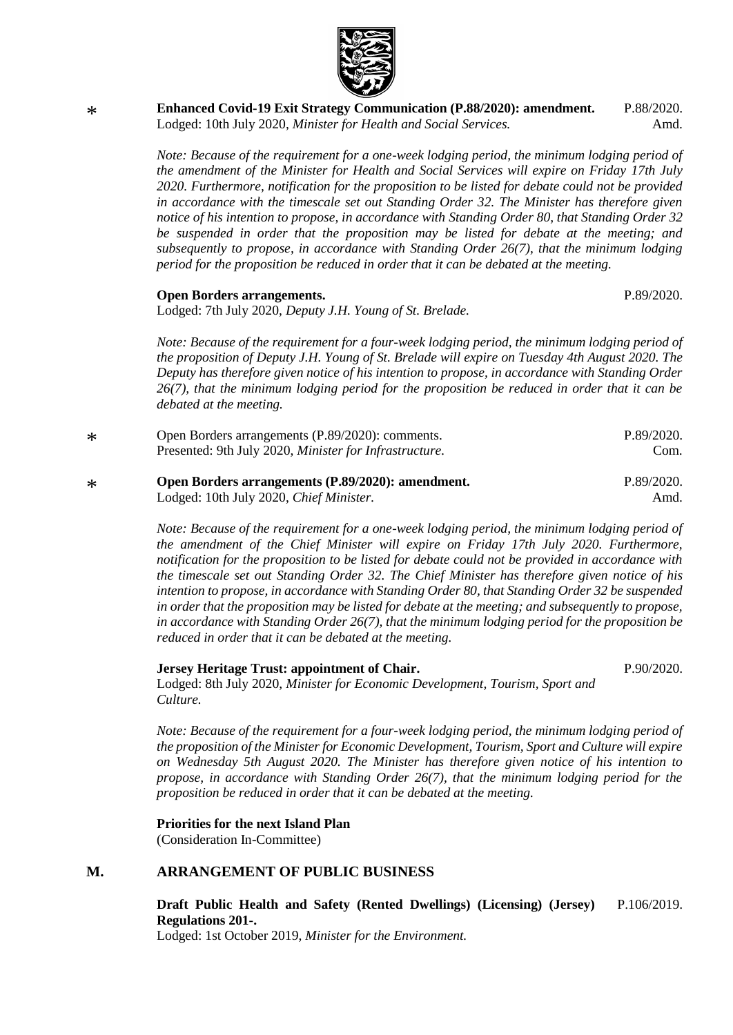\* **Enhanced Covid-19 Exit Strategy Communication (P.88/2020): amendment.** P.88/2020. Amd.
Lodged: 10th July 2020, *Minister for Health and Social Services.*

*Note: Because of the requirement for a one-week lodging period, the minimum lodging period of the amendment of the Minister for Health and Social Services will expire on Friday 17th July 2020. Furthermore, notification for the proposition to be listed for debate could not be provided in accordance with the timescale set out Standing Order 32. The Minister has therefore given notice of his intention to propose, in accordance with Standing Order 80, that Standing Order 32 be suspended in order that the proposition may be listed for debate at the meeting; and subsequently to propose, in accordance with Standing Order 26(7), that the minimum lodging period for the proposition be reduced in order that it can be debated at the meeting.*

**Open Borders arrangements.** P.89/2020.
Lodged: 7th July 2020, *Deputy J.H. Young of St. Brelade.*

*Note: Because of the requirement for a four-week lodging period, the minimum lodging period of the proposition of Deputy J.H. Young of St. Brelade will expire on Tuesday 4th August 2020. The Deputy has therefore given notice of his intention to propose, in accordance with Standing Order 26(7), that the minimum lodging period for the proposition be reduced in order that it can be debated at the meeting.*

\* Open Borders arrangements (P.89/2020): comments. P.89/2020. Com.
Presented: 9th July 2020, *Minister for Infrastructure.*

\* **Open Borders arrangements (P.89/2020): amendment.** P.89/2020. Amd.
Lodged: 10th July 2020, *Chief Minister.*

*Note: Because of the requirement for a one-week lodging period, the minimum lodging period of the amendment of the Chief Minister will expire on Friday 17th July 2020. Furthermore, notification for the proposition to be listed for debate could not be provided in accordance with the timescale set out Standing Order 32. The Chief Minister has therefore given notice of his intention to propose, in accordance with Standing Order 80, that Standing Order 32 be suspended in order that the proposition may be listed for debate at the meeting; and subsequently to propose, in accordance with Standing Order 26(7), that the minimum lodging period for the proposition be reduced in order that it can be debated at the meeting.*

**Jersey Heritage Trust: appointment of Chair.** P.90/2020.
Lodged: 8th July 2020, *Minister for Economic Development, Tourism, Sport and Culture.*

*Note: Because of the requirement for a four-week lodging period, the minimum lodging period of the proposition of the Minister for Economic Development, Tourism, Sport and Culture will expire on Wednesday 5th August 2020. The Minister has therefore given notice of his intention to propose, in accordance with Standing Order 26(7), that the minimum lodging period for the proposition be reduced in order that it can be debated at the meeting.*

**Priorities for the next Island Plan**
(Consideration In-Committee)

## M. ARRANGEMENT OF PUBLIC BUSINESS

**Draft Public Health and Safety (Rented Dwellings) (Licensing) (Jersey) Regulations 201-.** P.106/2019.
Lodged: 1st October 2019, *Minister for the Environment.*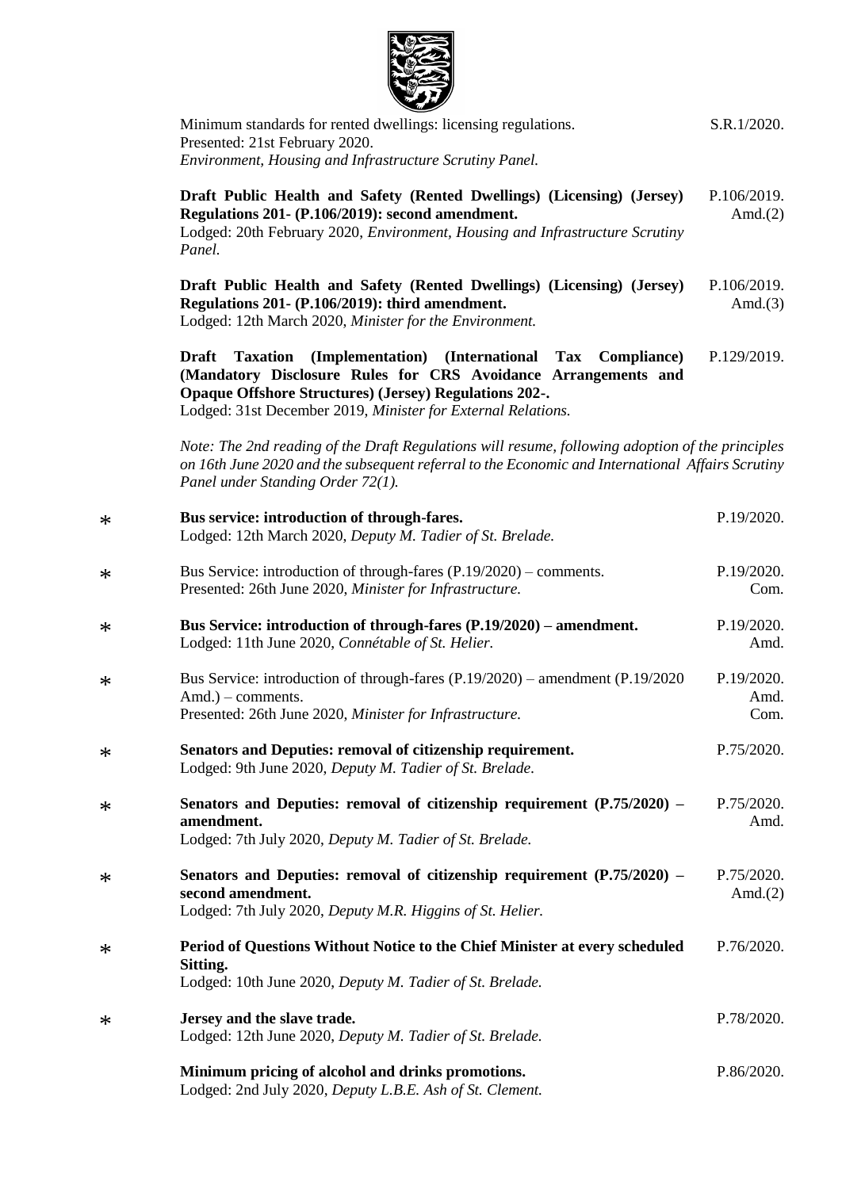Minimum standards for rented dwellings: licensing regulations. S.R.1/2020.
Presented: 21st February 2020.
*Environment, Housing and Infrastructure Scrutiny Panel.*

**Draft Public Health and Safety (Rented Dwellings) (Licensing) (Jersey) Regulations 201- (P.106/2019): second amendment.** P.106/2019. Amd.(2)
Lodged: 20th February 2020, *Environment, Housing and Infrastructure Scrutiny Panel.*

**Draft Public Health and Safety (Rented Dwellings) (Licensing) (Jersey) Regulations 201- (P.106/2019): third amendment.** P.106/2019. Amd.(3)
Lodged: 12th March 2020, *Minister for the Environment.*

**Draft Taxation (Implementation) (International Tax Compliance) (Mandatory Disclosure Rules for CRS Avoidance Arrangements and Opaque Offshore Structures) (Jersey) Regulations 202-.** P.129/2019.
Lodged: 31st December 2019, *Minister for External Relations.*

*Note: The 2nd reading of the Draft Regulations will resume, following adoption of the principles on 16th June 2020 and the subsequent referral to the Economic and International Affairs Scrutiny Panel under Standing Order 72(1).*

\* **Bus service: introduction of through-fares.** P.19/2020.
Lodged: 12th March 2020, *Deputy M. Tadier of St. Brelade.*

\* Bus Service: introduction of through-fares (P.19/2020) – comments. P.19/2020. Com.
Presented: 26th June 2020, *Minister for Infrastructure.*

\* **Bus Service: introduction of through-fares (P.19/2020) – amendment.** P.19/2020. Amd.
Lodged: 11th June 2020, *Connétable of St. Helier.*

\* Bus Service: introduction of through-fares (P.19/2020) – amendment (P.19/2020 Amd.) – comments. P.19/2020. Amd. Com.
Presented: 26th June 2020, *Minister for Infrastructure.*

\* **Senators and Deputies: removal of citizenship requirement.** P.75/2020.
Lodged: 9th June 2020, *Deputy M. Tadier of St. Brelade.*

\* **Senators and Deputies: removal of citizenship requirement (P.75/2020) – amendment.** P.75/2020. Amd.
Lodged: 7th July 2020, *Deputy M. Tadier of St. Brelade.*

\* **Senators and Deputies: removal of citizenship requirement (P.75/2020) – second amendment.** P.75/2020. Amd.(2)
Lodged: 7th July 2020, *Deputy M.R. Higgins of St. Helier.*

\* **Period of Questions Without Notice to the Chief Minister at every scheduled Sitting.** P.76/2020.
Lodged: 10th June 2020, *Deputy M. Tadier of St. Brelade.*

\* **Jersey and the slave trade.** P.78/2020.
Lodged: 12th June 2020, *Deputy M. Tadier of St. Brelade.*

**Minimum pricing of alcohol and drinks promotions.** P.86/2020.
Lodged: 2nd July 2020, *Deputy L.B.E. Ash of St. Clement.*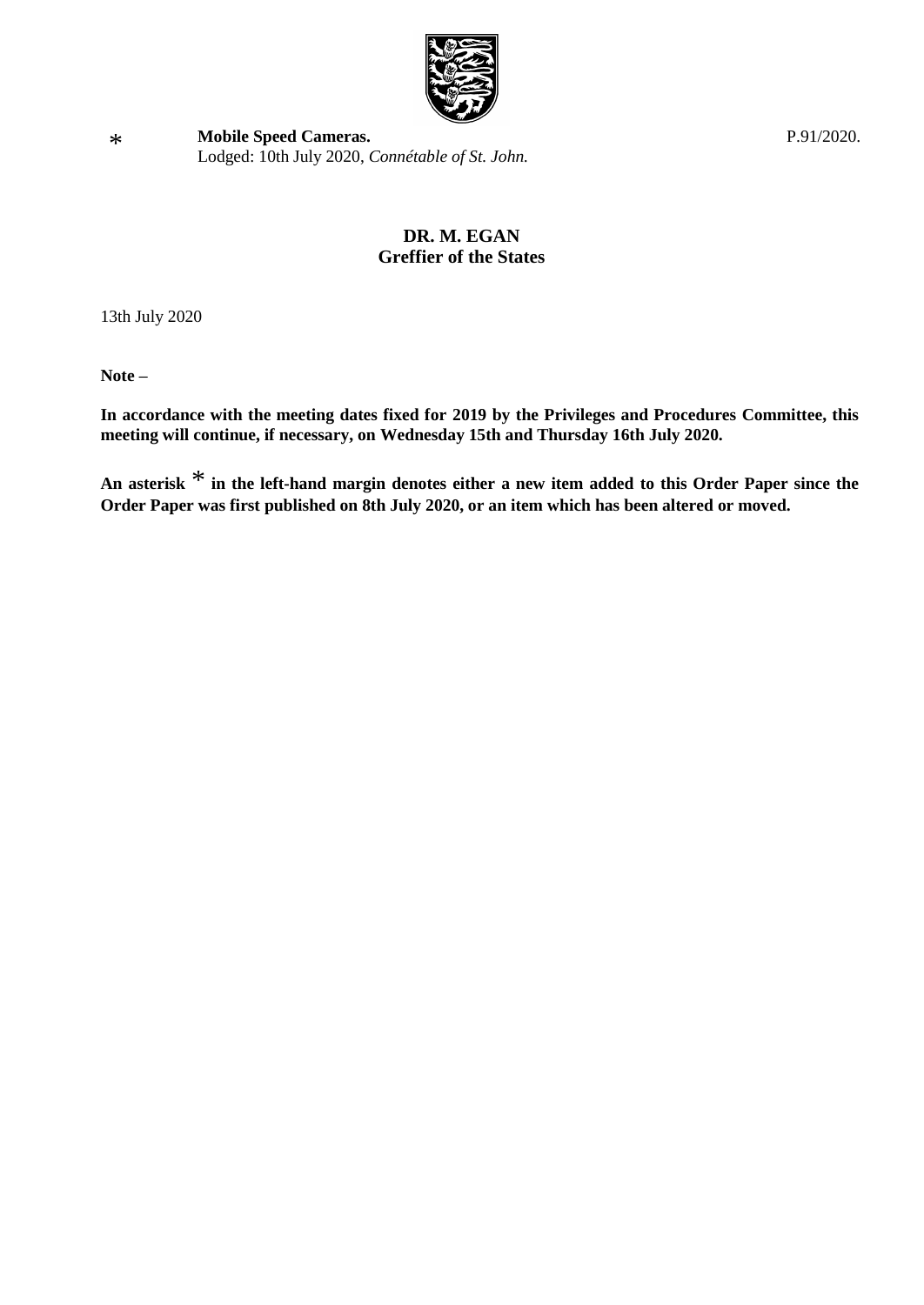\* **Mobile Speed Cameras.** P.91/2020.
Lodged: 10th July 2020, *Connétable of St. John.*

**DR. M. EGAN**
**Greffier of the States**

13th July 2020

**Note –**

**In accordance with the meeting dates fixed for 2019 by the Privileges and Procedures Committee, this meeting will continue, if necessary, on Wednesday 15th and Thursday 16th July 2020.**

**An asterisk \* in the left-hand margin denotes either a new item added to this Order Paper since the Order Paper was first published on 8th July 2020, or an item which has been altered or moved.**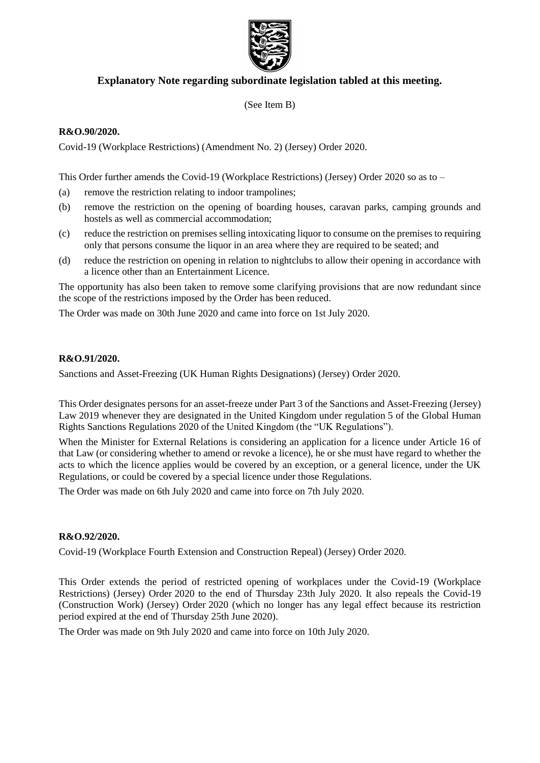## Explanatory Note regarding subordinate legislation tabled at this meeting.

(See Item B)

**R&O.90/2020.**

Covid-19 (Workplace Restrictions) (Amendment No. 2) (Jersey) Order 2020.

This Order further amends the Covid-19 (Workplace Restrictions) (Jersey) Order 2020 so as to –

(a) remove the restriction relating to indoor trampolines;

(b) remove the restriction on the opening of boarding houses, caravan parks, camping grounds and hostels as well as commercial accommodation;

(c) reduce the restriction on premises selling intoxicating liquor to consume on the premises to requiring only that persons consume the liquor in an area where they are required to be seated; and

(d) reduce the restriction on opening in relation to nightclubs to allow their opening in accordance with a licence other than an Entertainment Licence.

The opportunity has also been taken to remove some clarifying provisions that are now redundant since the scope of the restrictions imposed by the Order has been reduced.

The Order was made on 30th June 2020 and came into force on 1st July 2020.

**R&O.91/2020.**

Sanctions and Asset-Freezing (UK Human Rights Designations) (Jersey) Order 2020.

This Order designates persons for an asset-freeze under Part 3 of the Sanctions and Asset-Freezing (Jersey) Law 2019 whenever they are designated in the United Kingdom under regulation 5 of the Global Human Rights Sanctions Regulations 2020 of the United Kingdom (the "UK Regulations").

When the Minister for External Relations is considering an application for a licence under Article 16 of that Law (or considering whether to amend or revoke a licence), he or she must have regard to whether the acts to which the licence applies would be covered by an exception, or a general licence, under the UK Regulations, or could be covered by a special licence under those Regulations.

The Order was made on 6th July 2020 and came into force on 7th July 2020.

**R&O.92/2020.**

Covid-19 (Workplace Fourth Extension and Construction Repeal) (Jersey) Order 2020.

This Order extends the period of restricted opening of workplaces under the Covid-19 (Workplace Restrictions) (Jersey) Order 2020 to the end of Thursday 23th July 2020. It also repeals the Covid-19 (Construction Work) (Jersey) Order 2020 (which no longer has any legal effect because its restriction period expired at the end of Thursday 25th June 2020).

The Order was made on 9th July 2020 and came into force on 10th July 2020.